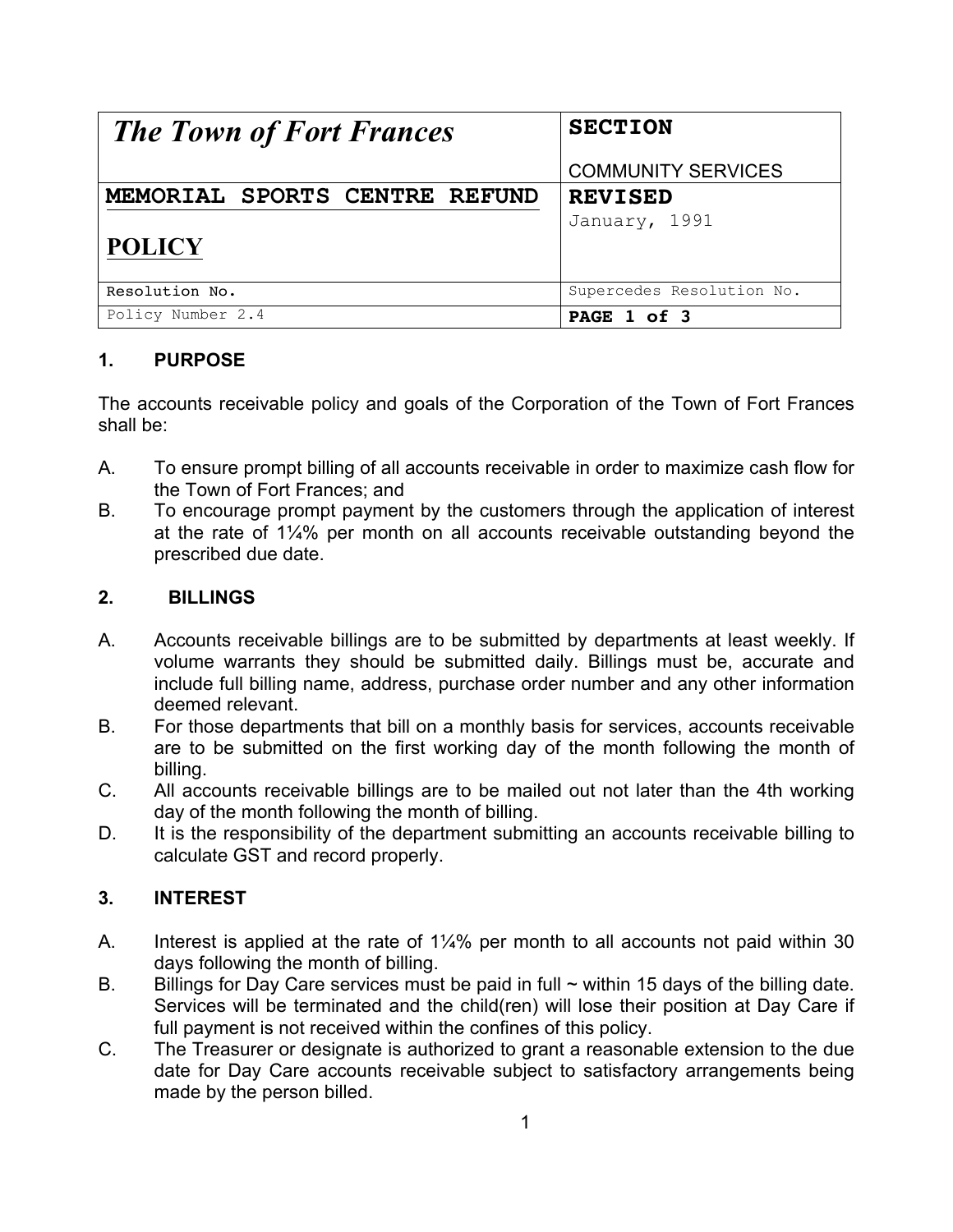| The Town of Fort Frances | SECTION<br><br>COMMUNITY SERVICES |
|---|---|
| **MEMORIAL SPORTS CENTRE REFUND POLICY** | **REVISED**<br>January, 1991 |
| Resolution No. | Supercedes Resolution No. |
| Policy Number 2.4 | **PAGE 1 of 3** |

## 1. PURPOSE

The accounts receivable policy and goals of the Corporation of the Town of Fort Frances shall be:

A. To ensure prompt billing of all accounts receivable in order to maximize cash flow for the Town of Fort Frances; and

B. To encourage prompt payment by the customers through the application of interest at the rate of 1¼% per month on all accounts receivable outstanding beyond the prescribed due date.

## 2. BILLINGS

A. Accounts receivable billings are to be submitted by departments at least weekly. If volume warrants they should be submitted daily. Billings must be, accurate and include full billing name, address, purchase order number and any other information deemed relevant.

B. For those departments that bill on a monthly basis for services, accounts receivable are to be submitted on the first working day of the month following the month of billing.

C. All accounts receivable billings are to be mailed out not later than the 4th working day of the month following the month of billing.

D. It is the responsibility of the department submitting an accounts receivable billing to calculate GST and record properly.

## 3. INTEREST

A. Interest is applied at the rate of 1¼% per month to all accounts not paid within 30 days following the month of billing.

B. Billings for Day Care services must be paid in full ~ within 15 days of the billing date. Services will be terminated and the child(ren) will lose their position at Day Care if full payment is not received within the confines of this policy.

C. The Treasurer or designate is authorized to grant a reasonable extension to the due date for Day Care accounts receivable subject to satisfactory arrangements being made by the person billed.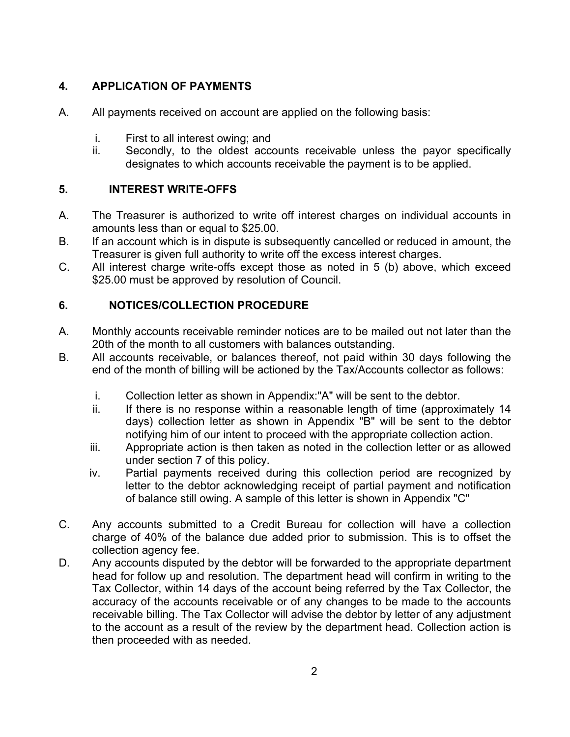## 4. APPLICATION OF PAYMENTS

A. All payments received on account are applied on the following basis:

   i. First to all interest owing; and
   ii. Secondly, to the oldest accounts receivable unless the payor specifically designates to which accounts receivable the payment is to be applied.

## 5. INTEREST WRITE-OFFS

A. The Treasurer is authorized to write off interest charges on individual accounts in amounts less than or equal to $25.00.

B. If an account which is in dispute is subsequently cancelled or reduced in amount, the Treasurer is given full authority to write off the excess interest charges.

C. All interest charge write-offs except those as noted in 5 (b) above, which exceed $25.00 must be approved by resolution of Council.

## 6. NOTICES/COLLECTION PROCEDURE

A. Monthly accounts receivable reminder notices are to be mailed out not later than the 20th of the month to all customers with balances outstanding.

B. All accounts receivable, or balances thereof, not paid within 30 days following the end of the month of billing will be actioned by the Tax/Accounts collector as follows:

   i. Collection letter as shown in Appendix:"A" will be sent to the debtor.
   ii. If there is no response within a reasonable length of time (approximately 14 days) collection letter as shown in Appendix "B" will be sent to the debtor notifying him of our intent to proceed with the appropriate collection action.
   iii. Appropriate action is then taken as noted in the collection letter or as allowed under section 7 of this policy.
   iv. Partial payments received during this collection period are recognized by letter to the debtor acknowledging receipt of partial payment and notification of balance still owing. A sample of this letter is shown in Appendix "C"

C. Any accounts submitted to a Credit Bureau for collection will have a collection charge of 40% of the balance due added prior to submission. This is to offset the collection agency fee.

D. Any accounts disputed by the debtor will be forwarded to the appropriate department head for follow up and resolution. The department head will confirm in writing to the Tax Collector, within 14 days of the account being referred by the Tax Collector, the accuracy of the accounts receivable or of any changes to be made to the accounts receivable billing. The Tax Collector will advise the debtor by letter of any adjustment to the account as a result of the review by the department head. Collection action is then proceeded with as needed.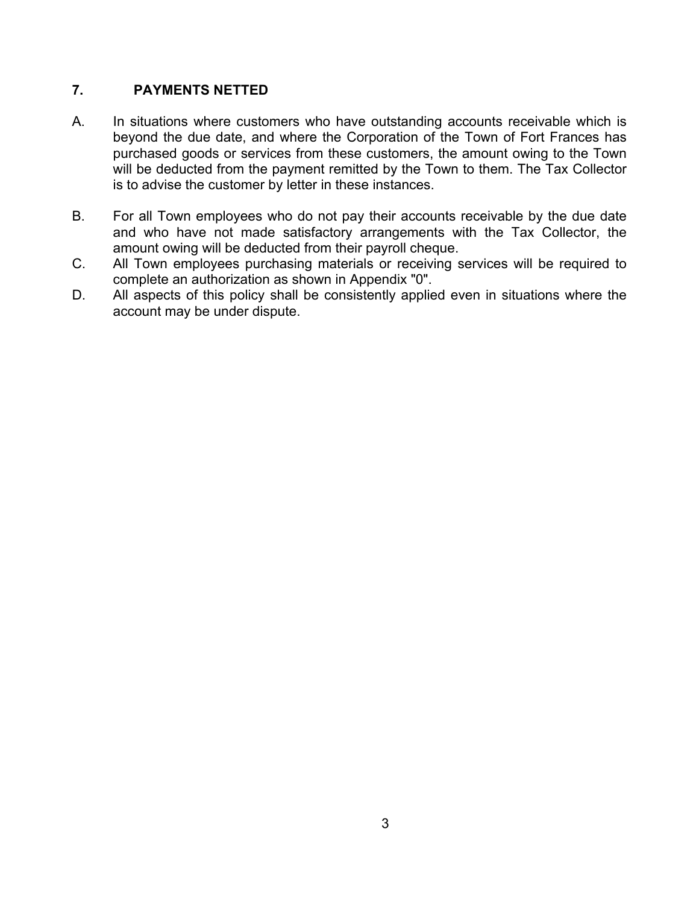## 7. PAYMENTS NETTED

A. In situations where customers who have outstanding accounts receivable which is beyond the due date, and where the Corporation of the Town of Fort Frances has purchased goods or services from these customers, the amount owing to the Town will be deducted from the payment remitted by the Town to them. The Tax Collector is to advise the customer by letter in these instances.

B. For all Town employees who do not pay their accounts receivable by the due date and who have not made satisfactory arrangements with the Tax Collector, the amount owing will be deducted from their payroll cheque.

C. All Town employees purchasing materials or receiving services will be required to complete an authorization as shown in Appendix "0".

D. All aspects of this policy shall be consistently applied even in situations where the account may be under dispute.